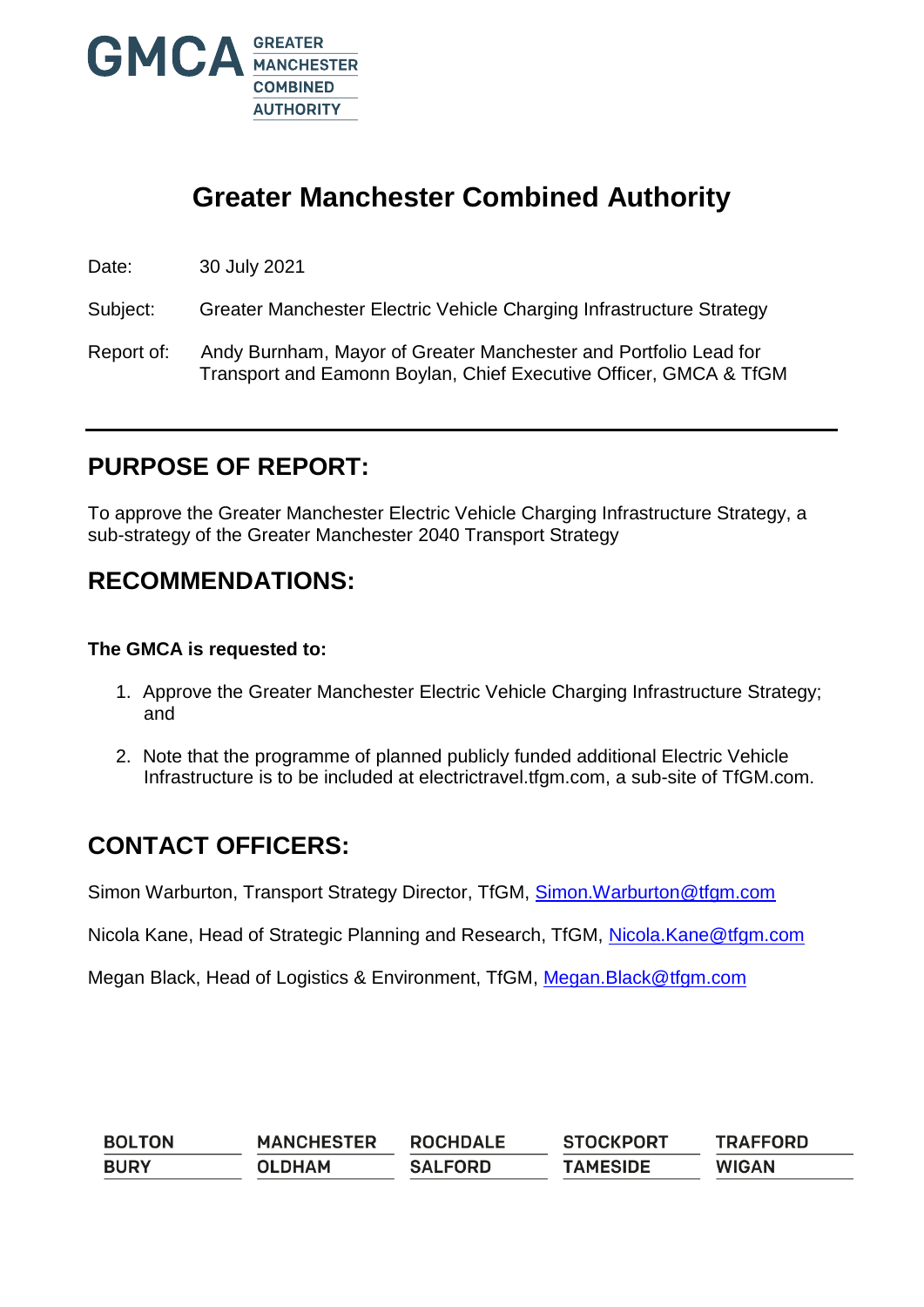# Greater Manchester Combined Authority

Date: 30 July 2021

Subject: Greater Manchester Electric Vehicle Charging Infrastructure Strategy

Report of: Andy Burnham, Mayor of Greater Manchester and Portfolio Lead for Transport and Eamonn Boylan, Chief Executive Officer, GMCA & TfGM

## PURPOSE OF REPORT:

To approve the Greater Manchester Electric Vehicle Charging Infrastructure Strategy, a sub-strategy of the Greater Manchester 2040 Transport Strategy

## RECOMMENDATIONS:

**The GMCA is requested to:**

1. Approve the Greater Manchester Electric Vehicle Charging Infrastructure Strategy; and
2. Note that the programme of planned publicly funded additional Electric Vehicle Infrastructure is to be included at electrictravel.tfgm.com, a sub-site of TfGM.com.

## CONTACT OFFICERS:

Simon Warburton, Transport Strategy Director, TfGM, Simon.Warburton@tfgm.com

Nicola Kane, Head of Strategic Planning and Research, TfGM, Nicola.Kane@tfgm.com

Megan Black, Head of Logistics & Environment, TfGM, Megan.Black@tfgm.com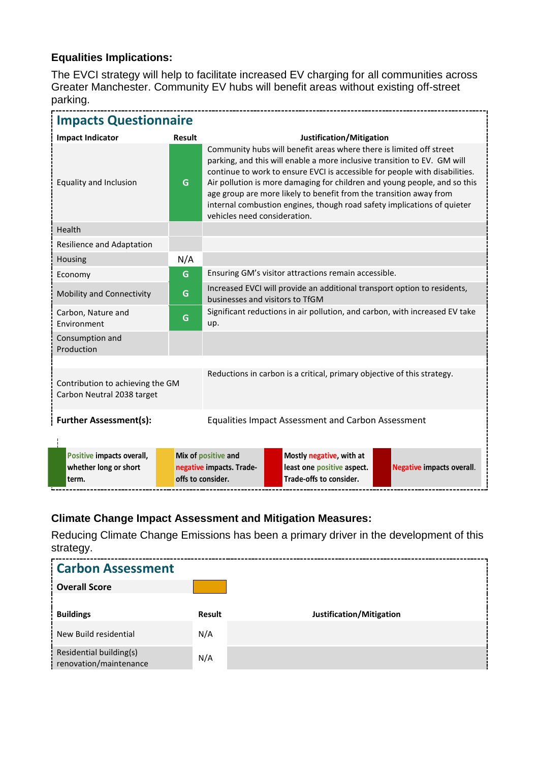### Equalities Implications:

The EVCI strategy will help to facilitate increased EV charging for all communities across Greater Manchester. Community EV hubs will benefit areas without existing off-street parking.

## Impacts Questionnaire

| Impact Indicator | Result | Justification/Mitigation |
|---|---|---|
| Equality and Inclusion | G | Community hubs will benefit areas where there is limited off street parking, and this will enable a more inclusive transition to EV. GM will continue to work to ensure EVCI is accessible for people with disabilities. Air pollution is more damaging for children and young people, and so this age group are more likely to benefit from the transition away from internal combustion engines, though road safety implications of quieter vehicles need consideration. |
| Health | | |
| Resilience and Adaptation | | |
| Housing | N/A | |
| Economy | G | Ensuring GM's visitor attractions remain accessible. |
| Mobility and Connectivity | G | Increased EVCI will provide an additional transport option to residents, businesses and visitors to TfGM |
| Carbon, Nature and Environment | G | Significant reductions in air pollution, and carbon, with increased EV take up. |
| Consumption and Production | | |
| Contribution to achieving the GM Carbon Neutral 2038 target | | Reductions in carbon is a critical, primary objective of this strategy. |
| **Further Assessment(s):** | | Equalities Impact Assessment and Carbon Assessment |

| Key | |
|---|---|
| Green | **Positive impacts overall, whether long or short term.** |
| Amber | **Mix of positive and negative impacts. Trade-offs to consider.** |
| Red | **Mostly negative, with at least one positive aspect. Trade-offs to consider.** |
| Dark red | **Negative impacts overall.** |

### Climate Change Impact Assessment and Mitigation Measures:

Reducing Climate Change Emissions has been a primary driver in the development of this strategy.

## Carbon Assessment

**Overall Score**

| Buildings | Result | Justification/Mitigation |
|---|---|---|
| New Build residential | N/A | |
| Residential building(s) renovation/maintenance | N/A | |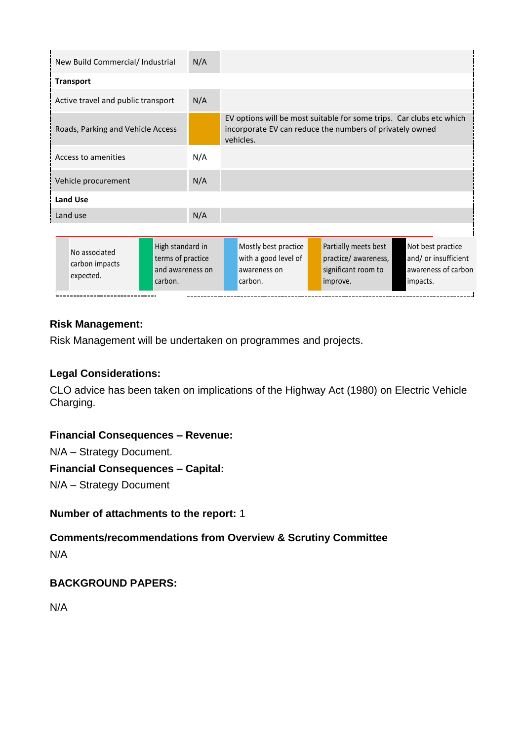| | | |
|---|---|---|
| New Build Commercial/ Industrial | N/A | |
| **Transport** | | |
| Active travel and public transport | N/A | |
| Roads, Parking and Vehicle Access | | EV options will be most suitable for some trips. Car clubs etc which incorporate EV can reduce the numbers of privately owned vehicles. |
| Access to amenities | N/A | |
| Vehicle procurement | N/A | |
| **Land Use** | | |
| Land use | N/A | |

| | | | | |
|---|---|---|---|---|
| No associated carbon impacts expected. | High standard in terms of practice and awareness on carbon. | Mostly best practice with a good level of awareness on carbon. | Partially meets best practice/ awareness, significant room to improve. | Not best practice and/ or insufficient awareness of carbon impacts. |

**Risk Management:**

Risk Management will be undertaken on programmes and projects.

**Legal Considerations:**

CLO advice has been taken on implications of the Highway Act (1980) on Electric Vehicle Charging.

**Financial Consequences – Revenue:**

N/A – Strategy Document.

**Financial Consequences – Capital:**

N/A – Strategy Document

**Number of attachments to the report:** 1

**Comments/recommendations from Overview & Scrutiny Committee**

N/A

**BACKGROUND PAPERS:**

N/A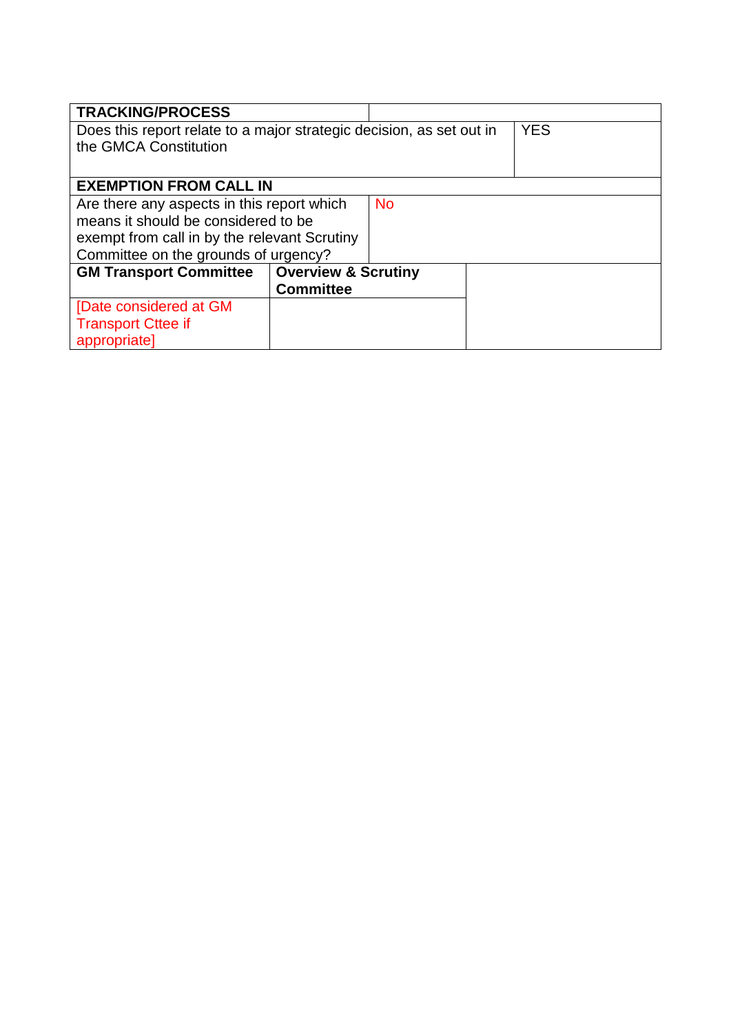| **TRACKING/PROCESS** | | |
|---|---|---|
| Does this report relate to a major strategic decision, as set out in the GMCA Constitution | | YES |
| **EXEMPTION FROM CALL IN** | | |
| Are there any aspects in this report which means it should be considered to be exempt from call in by the relevant Scrutiny Committee on the grounds of urgency? | No | |
| **GM Transport Committee** | **Overview & Scrutiny Committee** | |
| [Date considered at GM Transport Cttee if appropriate] | | |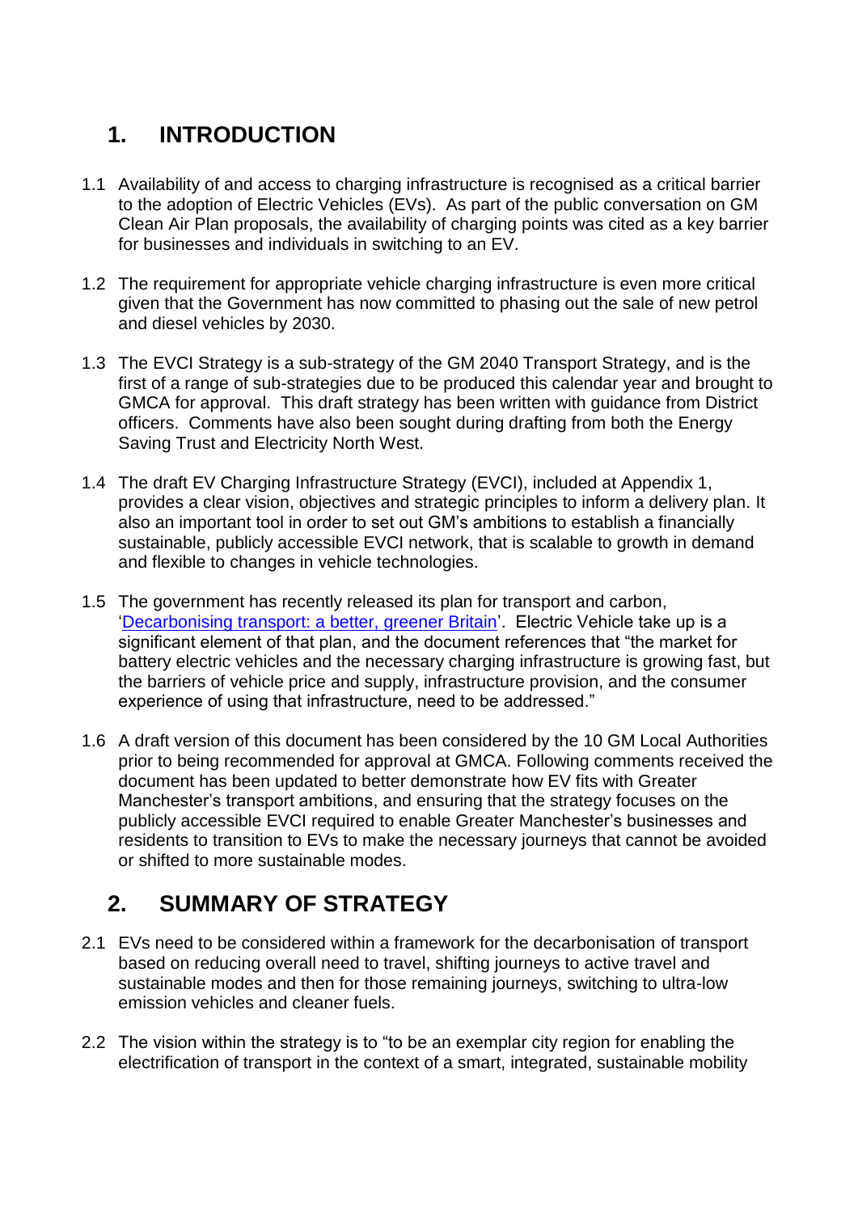## 1. INTRODUCTION

1.1 Availability of and access to charging infrastructure is recognised as a critical barrier to the adoption of Electric Vehicles (EVs). As part of the public conversation on GM Clean Air Plan proposals, the availability of charging points was cited as a key barrier for businesses and individuals in switching to an EV.

1.2 The requirement for appropriate vehicle charging infrastructure is even more critical given that the Government has now committed to phasing out the sale of new petrol and diesel vehicles by 2030.

1.3 The EVCI Strategy is a sub-strategy of the GM 2040 Transport Strategy, and is the first of a range of sub-strategies due to be produced this calendar year and brought to GMCA for approval. This draft strategy has been written with guidance from District officers. Comments have also been sought during drafting from both the Energy Saving Trust and Electricity North West.

1.4 The draft EV Charging Infrastructure Strategy (EVCI), included at Appendix 1, provides a clear vision, objectives and strategic principles to inform a delivery plan. It also an important tool in order to set out GM's ambitions to establish a financially sustainable, publicly accessible EVCI network, that is scalable to growth in demand and flexible to changes in vehicle technologies.

1.5 The government has recently released its plan for transport and carbon, '[Decarbonising transport: a better, greener Britain](#)'. Electric Vehicle take up is a significant element of that plan, and the document references that "the market for battery electric vehicles and the necessary charging infrastructure is growing fast, but the barriers of vehicle price and supply, infrastructure provision, and the consumer experience of using that infrastructure, need to be addressed."

1.6 A draft version of this document has been considered by the 10 GM Local Authorities prior to being recommended for approval at GMCA. Following comments received the document has been updated to better demonstrate how EV fits with Greater Manchester's transport ambitions, and ensuring that the strategy focuses on the publicly accessible EVCI required to enable Greater Manchester's businesses and residents to transition to EVs to make the necessary journeys that cannot be avoided or shifted to more sustainable modes.

## 2. SUMMARY OF STRATEGY

2.1 EVs need to be considered within a framework for the decarbonisation of transport based on reducing overall need to travel, shifting journeys to active travel and sustainable modes and then for those remaining journeys, switching to ultra-low emission vehicles and cleaner fuels.

2.2 The vision within the strategy is to "to be an exemplar city region for enabling the electrification of transport in the context of a smart, integrated, sustainable mobility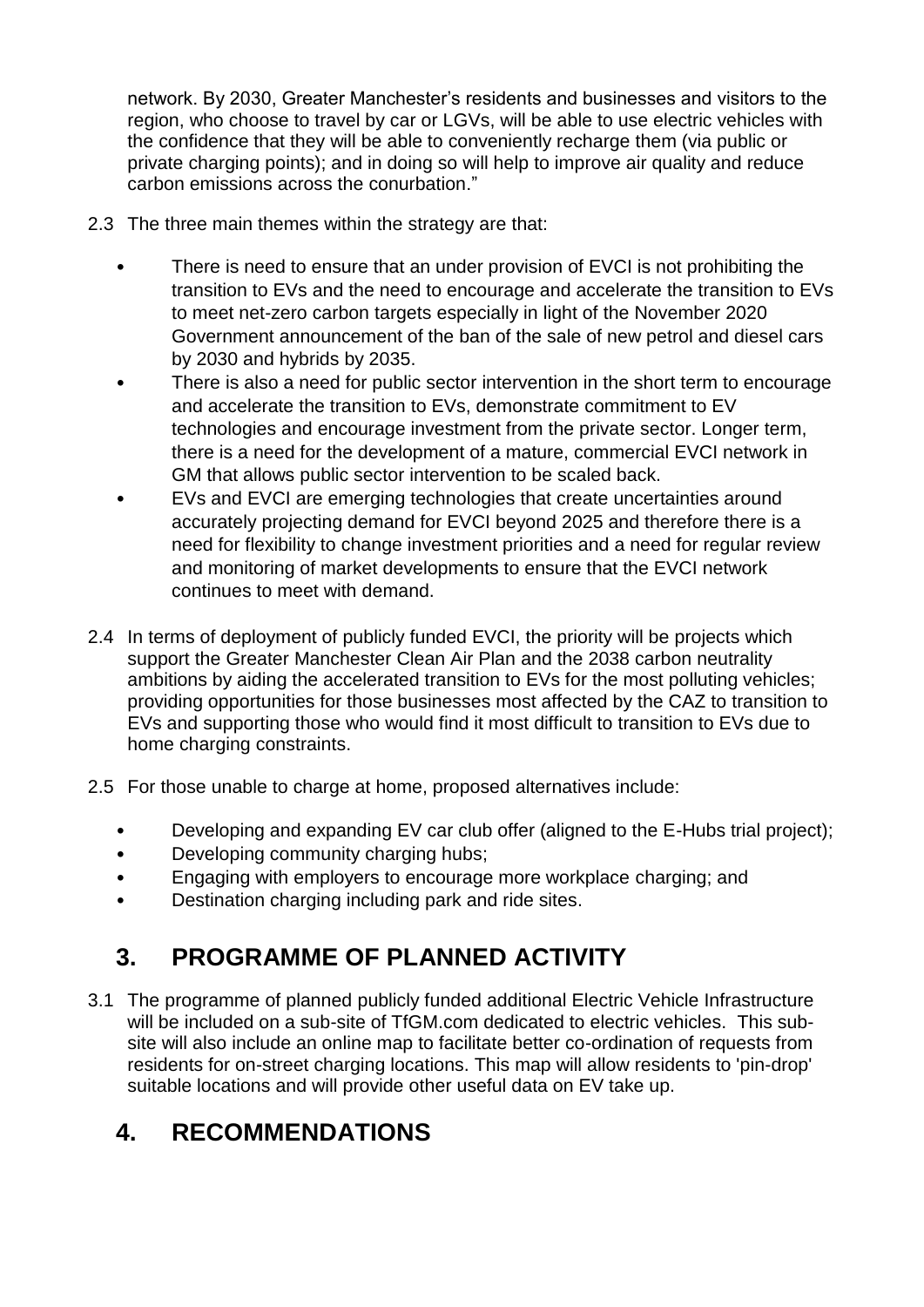network. By 2030, Greater Manchester's residents and businesses and visitors to the region, who choose to travel by car or LGVs, will be able to use electric vehicles with the confidence that they will be able to conveniently recharge them (via public or private charging points); and in doing so will help to improve air quality and reduce carbon emissions across the conurbation."

2.3 The three main themes within the strategy are that:

- There is need to ensure that an under provision of EVCI is not prohibiting the transition to EVs and the need to encourage and accelerate the transition to EVs to meet net-zero carbon targets especially in light of the November 2020 Government announcement of the ban of the sale of new petrol and diesel cars by 2030 and hybrids by 2035.
- There is also a need for public sector intervention in the short term to encourage and accelerate the transition to EVs, demonstrate commitment to EV technologies and encourage investment from the private sector. Longer term, there is a need for the development of a mature, commercial EVCI network in GM that allows public sector intervention to be scaled back.
- EVs and EVCI are emerging technologies that create uncertainties around accurately projecting demand for EVCI beyond 2025 and therefore there is a need for flexibility to change investment priorities and a need for regular review and monitoring of market developments to ensure that the EVCI network continues to meet with demand.

2.4 In terms of deployment of publicly funded EVCI, the priority will be projects which support the Greater Manchester Clean Air Plan and the 2038 carbon neutrality ambitions by aiding the accelerated transition to EVs for the most polluting vehicles; providing opportunities for those businesses most affected by the CAZ to transition to EVs and supporting those who would find it most difficult to transition to EVs due to home charging constraints.

2.5 For those unable to charge at home, proposed alternatives include:

- Developing and expanding EV car club offer (aligned to the E-Hubs trial project);
- Developing community charging hubs;
- Engaging with employers to encourage more workplace charging; and
- Destination charging including park and ride sites.

## 3. PROGRAMME OF PLANNED ACTIVITY

3.1 The programme of planned publicly funded additional Electric Vehicle Infrastructure will be included on a sub-site of TfGM.com dedicated to electric vehicles. This sub-site will also include an online map to facilitate better co-ordination of requests from residents for on-street charging locations. This map will allow residents to 'pin-drop' suitable locations and will provide other useful data on EV take up.

## 4. RECOMMENDATIONS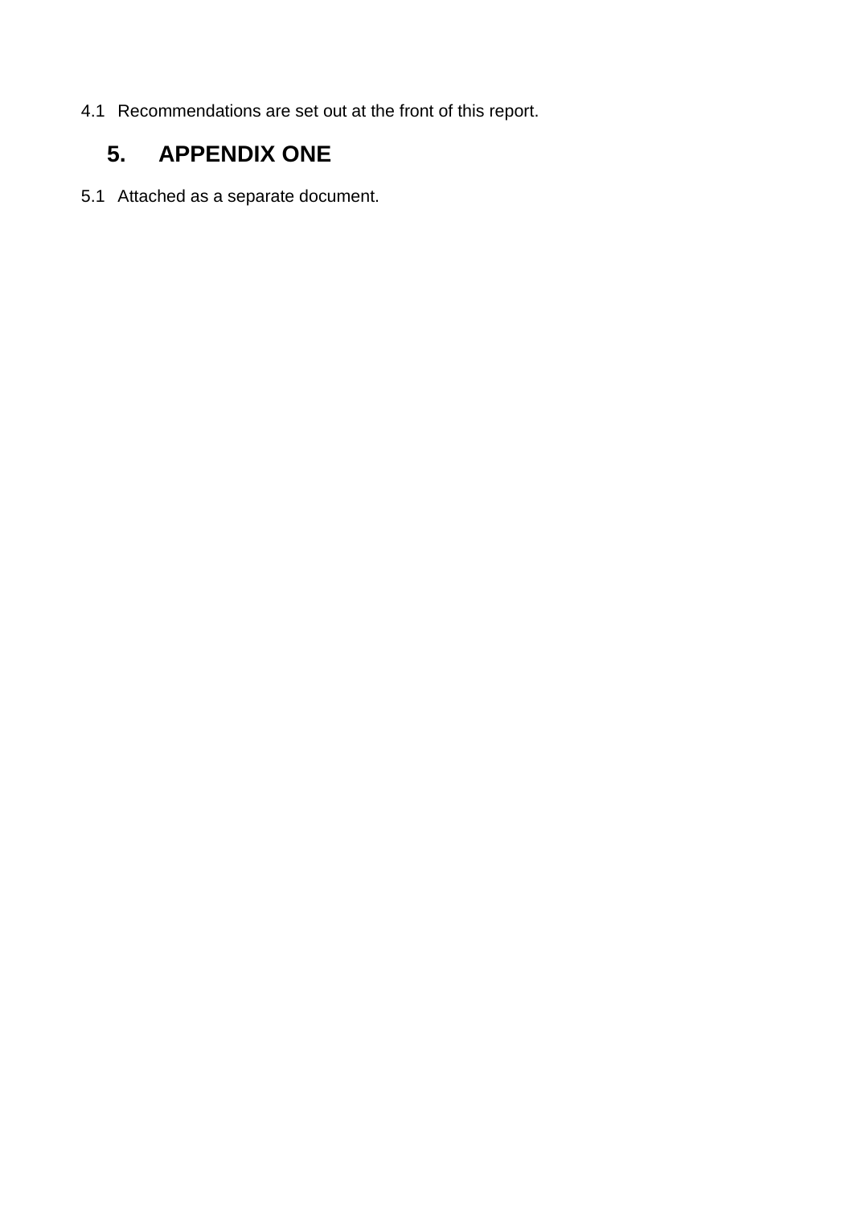4.1 Recommendations are set out at the front of this report.

## 5. APPENDIX ONE

5.1 Attached as a separate document.